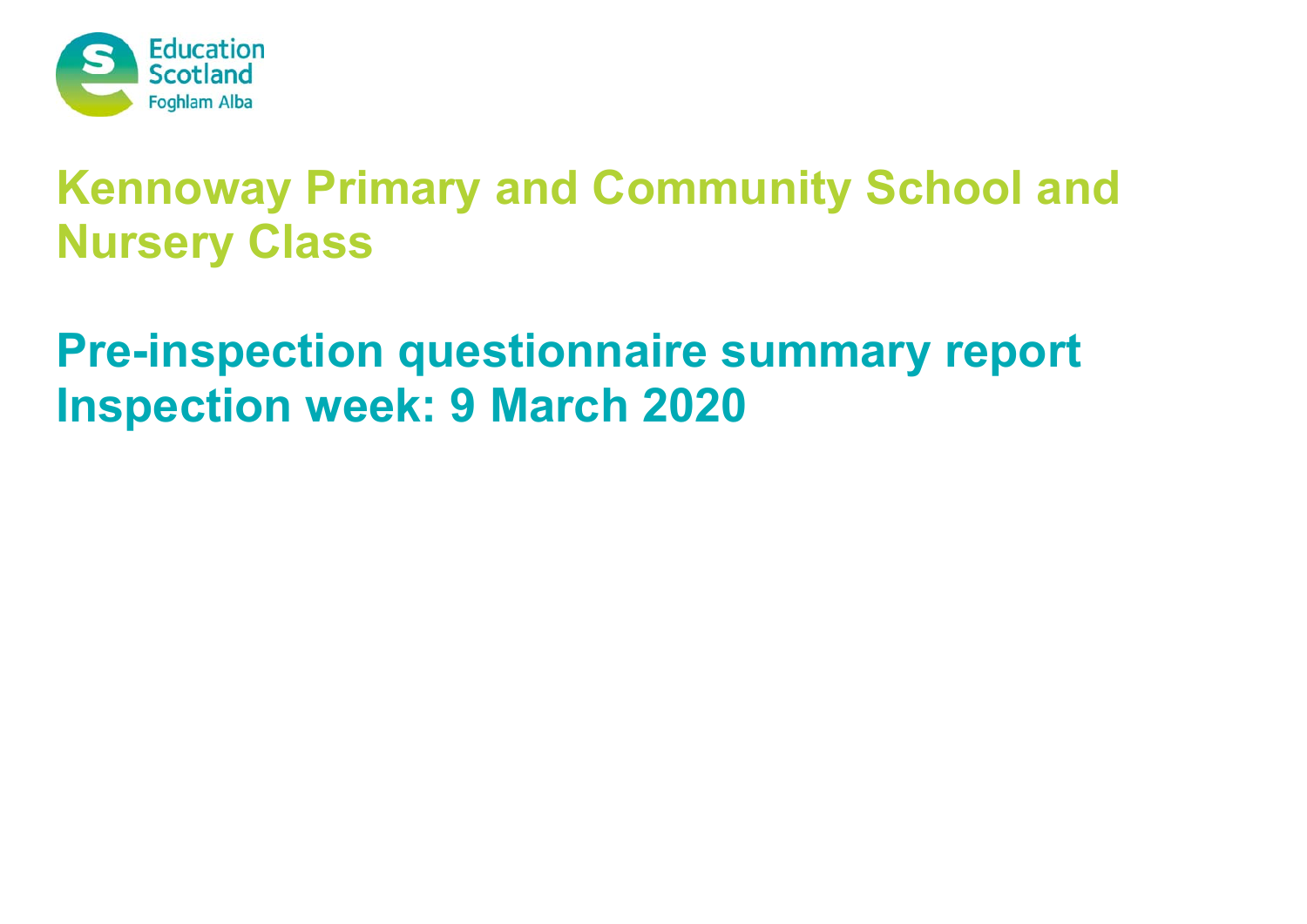Education Scotland
Foghlam Alba

# Kennoway Primary and Community School and Nursery Class

## Pre-inspection questionnaire summary report
## Inspection week: 9 March 2020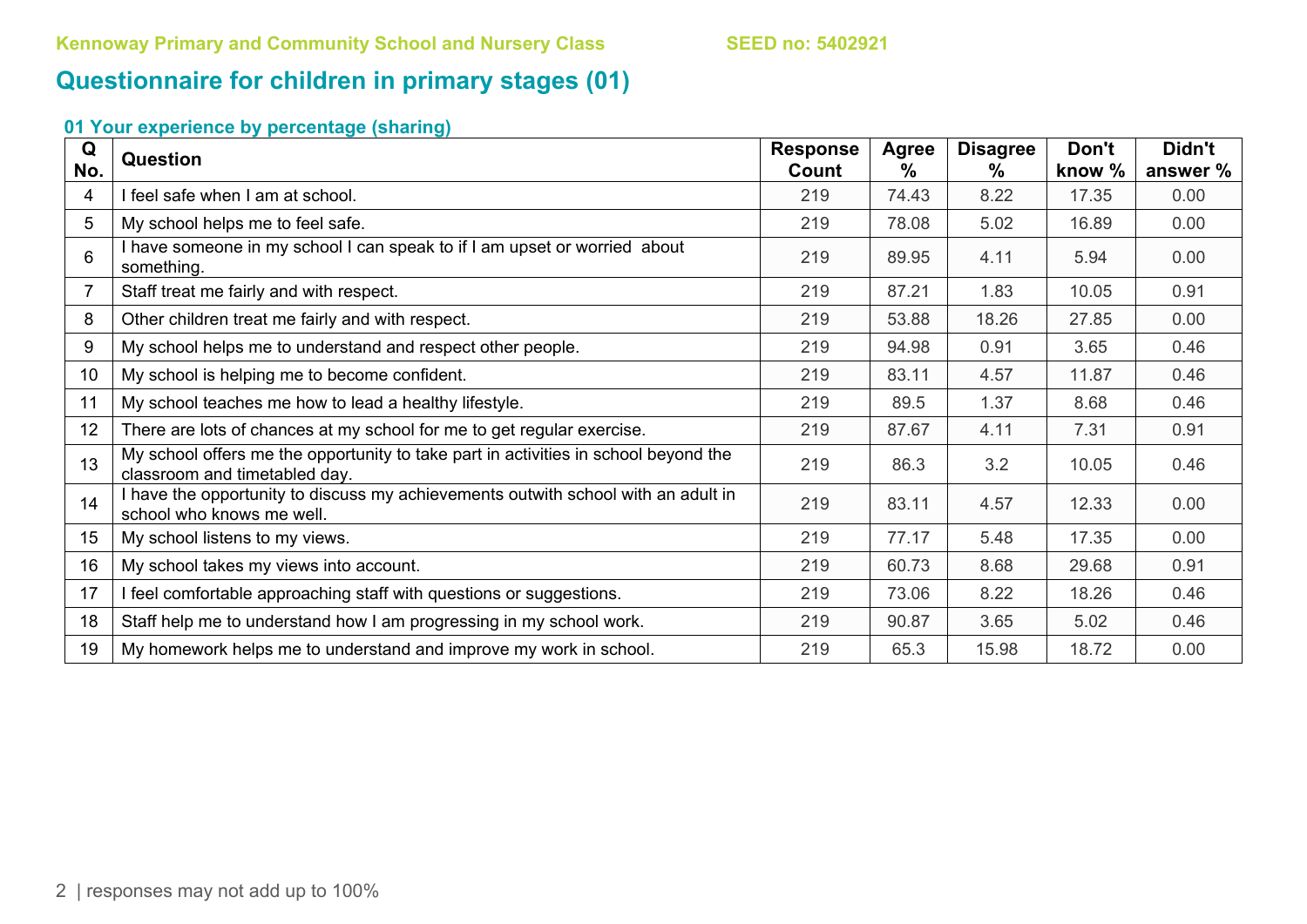Kennoway Primary and Community School and Nursery Class SEED no: 5402921

# Questionnaire for children in primary stages (01)

### 01 Your experience by percentage (sharing)

| Q No. | Question | Response Count | Agree % | Disagree % | Don't know % | Didn't answer % |
|---|---|---|---|---|---|---|
| 4 | I feel safe when I am at school. | 219 | 74.43 | 8.22 | 17.35 | 0.00 |
| 5 | My school helps me to feel safe. | 219 | 78.08 | 5.02 | 16.89 | 0.00 |
| 6 | I have someone in my school I can speak to if I am upset or worried about something. | 219 | 89.95 | 4.11 | 5.94 | 0.00 |
| 7 | Staff treat me fairly and with respect. | 219 | 87.21 | 1.83 | 10.05 | 0.91 |
| 8 | Other children treat me fairly and with respect. | 219 | 53.88 | 18.26 | 27.85 | 0.00 |
| 9 | My school helps me to understand and respect other people. | 219 | 94.98 | 0.91 | 3.65 | 0.46 |
| 10 | My school is helping me to become confident. | 219 | 83.11 | 4.57 | 11.87 | 0.46 |
| 11 | My school teaches me how to lead a healthy lifestyle. | 219 | 89.5 | 1.37 | 8.68 | 0.46 |
| 12 | There are lots of chances at my school for me to get regular exercise. | 219 | 87.67 | 4.11 | 7.31 | 0.91 |
| 13 | My school offers me the opportunity to take part in activities in school beyond the classroom and timetabled day. | 219 | 86.3 | 3.2 | 10.05 | 0.46 |
| 14 | I have the opportunity to discuss my achievements outwith school with an adult in school who knows me well. | 219 | 83.11 | 4.57 | 12.33 | 0.00 |
| 15 | My school listens to my views. | 219 | 77.17 | 5.48 | 17.35 | 0.00 |
| 16 | My school takes my views into account. | 219 | 60.73 | 8.68 | 29.68 | 0.91 |
| 17 | I feel comfortable approaching staff with questions or suggestions. | 219 | 73.06 | 8.22 | 18.26 | 0.46 |
| 18 | Staff help me to understand how I am progressing in my school work. | 219 | 90.87 | 3.65 | 5.02 | 0.46 |
| 19 | My homework helps me to understand and improve my work in school. | 219 | 65.3 | 15.98 | 18.72 | 0.00 |

responses may not add up to 100%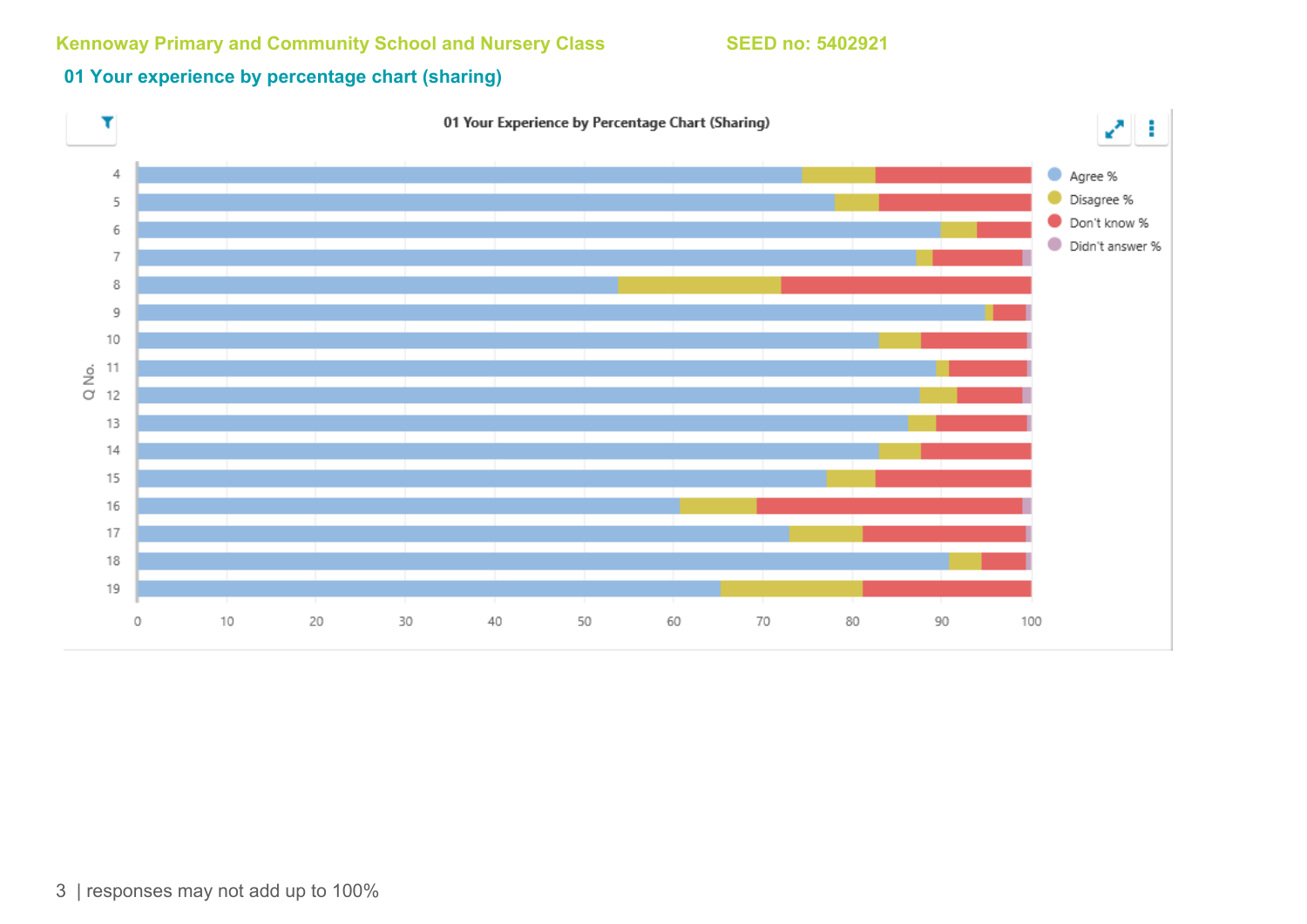Kennoway Primary and Community School and Nursery Class SEED no: 5402921

## 01 Your experience by percentage chart (sharing)

01 Your Experience by Percentage Chart (Sharing)

Agree %
Disagree %
Don't know %
Didn't answer %

Q No.

4
5
6
7
8
9
10
11
12
13
14
15
16
17
18
19

0 10 20 30 40 50 60 70 80 90 100

responses may not add up to 100%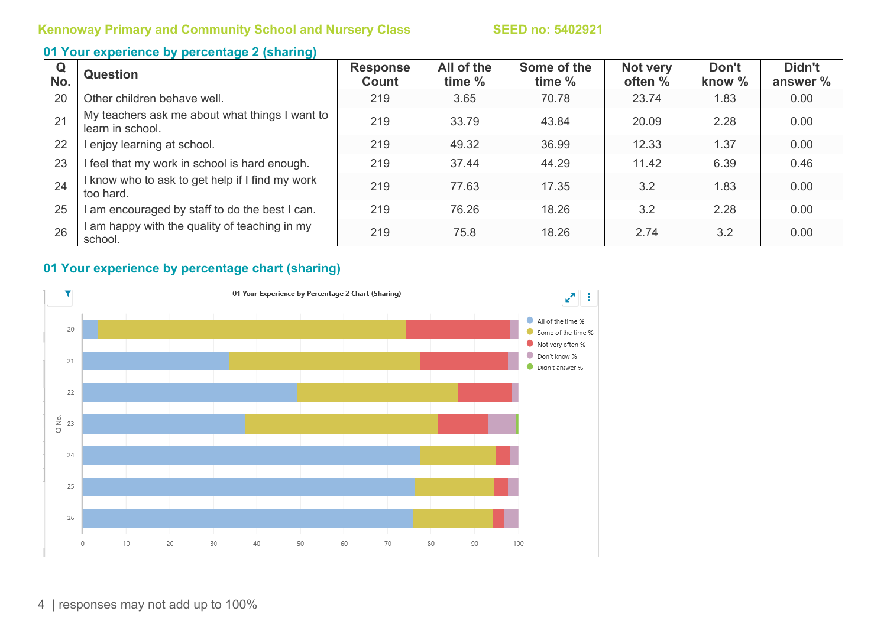Kennoway Primary and Community School and Nursery Class SEED no: 5402921

## 01 Your experience by percentage 2 (sharing)

| Q No. | Question | Response Count | All of the time % | Some of the time % | Not very often % | Don't know % | Didn't answer % |
|---|---|---|---|---|---|---|---|
| 20 | Other children behave well. | 219 | 3.65 | 70.78 | 23.74 | 1.83 | 0.00 |
| 21 | My teachers ask me about what things I want to learn in school. | 219 | 33.79 | 43.84 | 20.09 | 2.28 | 0.00 |
| 22 | I enjoy learning at school. | 219 | 49.32 | 36.99 | 12.33 | 1.37 | 0.00 |
| 23 | I feel that my work in school is hard enough. | 219 | 37.44 | 44.29 | 11.42 | 6.39 | 0.46 |
| 24 | I know who to ask to get help if I find my work too hard. | 219 | 77.63 | 17.35 | 3.2 | 1.83 | 0.00 |
| 25 | I am encouraged by staff to do the best I can. | 219 | 76.26 | 18.26 | 3.2 | 2.28 | 0.00 |
| 26 | I am happy with the quality of teaching in my school. | 219 | 75.8 | 18.26 | 2.74 | 3.2 | 0.00 |

## 01 Your experience by percentage chart (sharing)

01 Your Experience by Percentage 2 Chart (Sharing)

Q No.

20
21
22
23
24
25
26

0 10 20 30 40 50 60 70 80 90 100

All of the time %
Some of the time %
Not very often %
Don't know %
Didn't answer %

| responses may not add up to 100%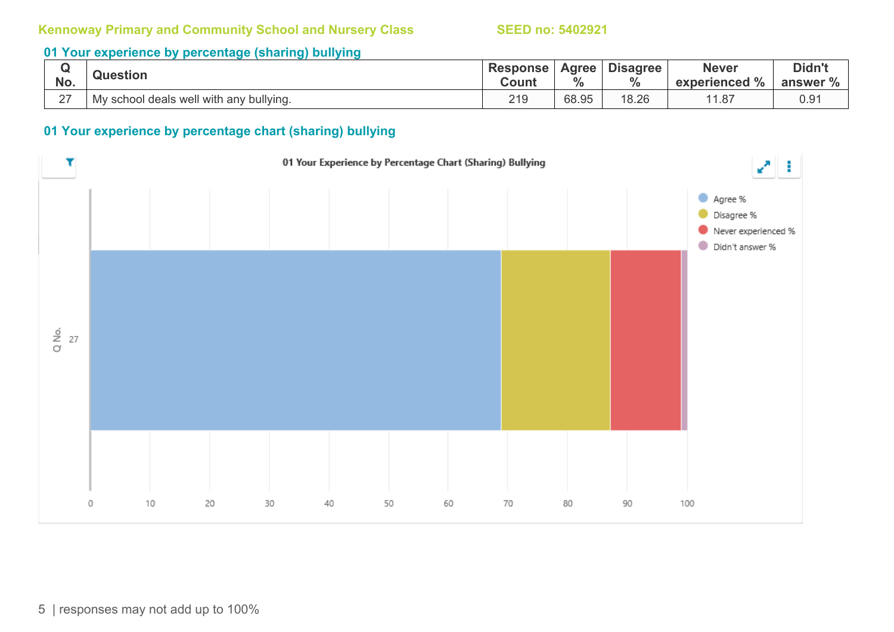Kennoway Primary and Community School and Nursery Class SEED no: 5402921

## 01 Your experience by percentage (sharing) bullying

| Q No. | Question | Response Count | Agree % | Disagree % | Never experienced % | Didn't answer % |
|---|---|---|---|---|---|---|
| 27 | My school deals well with any bullying. | 219 | 68.95 | 18.26 | 11.87 | 0.91 |

## 01 Your experience by percentage chart (sharing) bullying

01 Your Experience by Percentage Chart (Sharing) Bullying

Agree %
Disagree %
Never experienced %
Didn't answer %

Q No.
27

0 10 20 30 40 50 60 70 80 90 100

| responses may not add up to 100%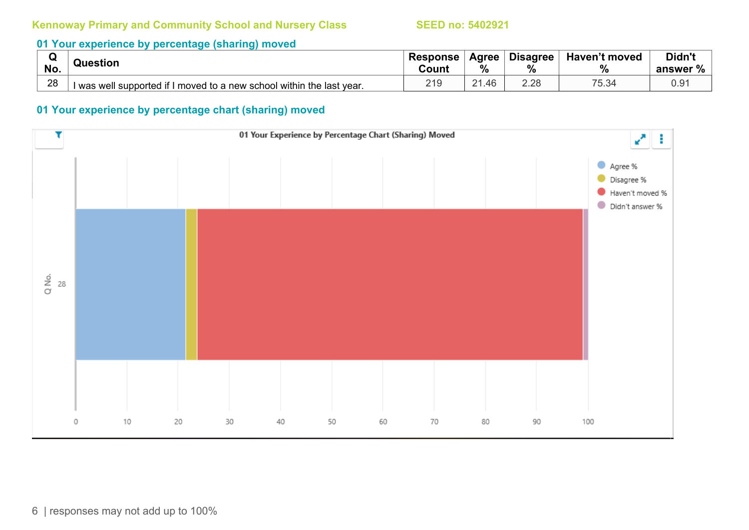Kennoway Primary and Community School and Nursery Class SEED no: 5402921

### 01 Your experience by percentage (sharing) moved

| Q No. | Question | Response Count | Agree % | Disagree % | Haven't moved % | Didn't answer % |
|---|---|---|---|---|---|---|
| 28 | I was well supported if I moved to a new school within the last year. | 219 | 21.46 | 2.28 | 75.34 | 0.91 |

### 01 Your experience by percentage chart (sharing) moved

responses may not add up to 100%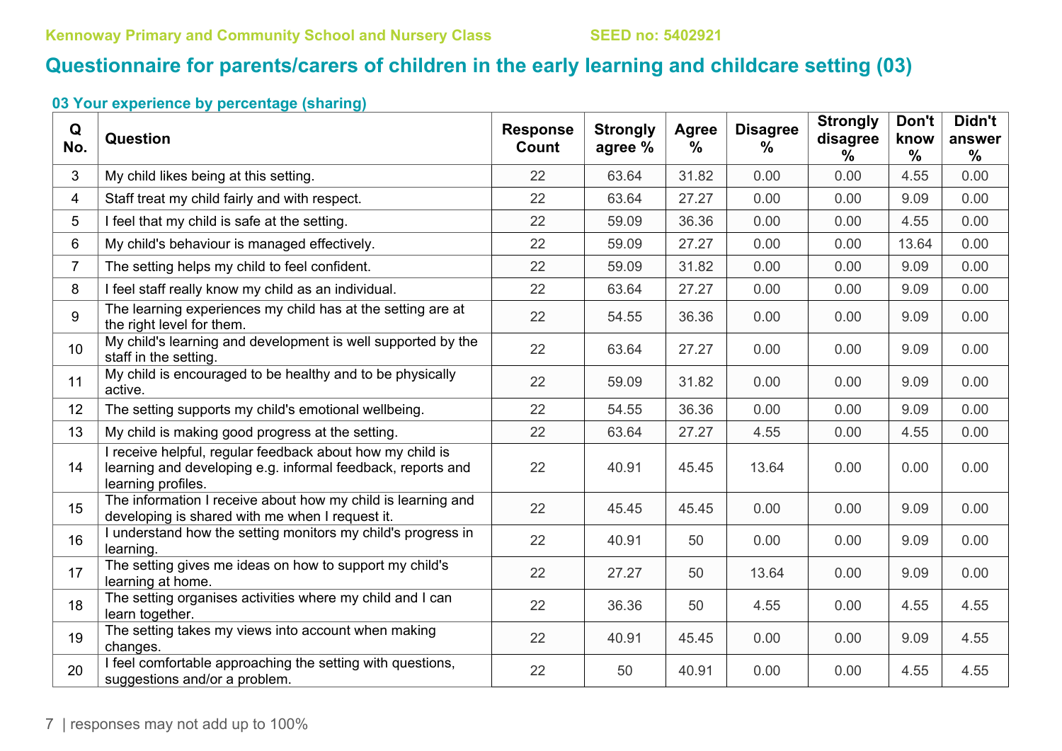Kennoway Primary and Community School and Nursery Class SEED no: 5402921

# Questionnaire for parents/carers of children in the early learning and childcare setting (03)

### 03 Your experience by percentage (sharing)

| Q No. | Question | Response Count | Strongly agree % | Agree % | Disagree % | Strongly disagree % | Don't know % | Didn't answer % |
|---|---|---|---|---|---|---|---|---|
| 3 | My child likes being at this setting. | 22 | 63.64 | 31.82 | 0.00 | 0.00 | 4.55 | 0.00 |
| 4 | Staff treat my child fairly and with respect. | 22 | 63.64 | 27.27 | 0.00 | 0.00 | 9.09 | 0.00 |
| 5 | I feel that my child is safe at the setting. | 22 | 59.09 | 36.36 | 0.00 | 0.00 | 4.55 | 0.00 |
| 6 | My child's behaviour is managed effectively. | 22 | 59.09 | 27.27 | 0.00 | 0.00 | 13.64 | 0.00 |
| 7 | The setting helps my child to feel confident. | 22 | 59.09 | 31.82 | 0.00 | 0.00 | 9.09 | 0.00 |
| 8 | I feel staff really know my child as an individual. | 22 | 63.64 | 27.27 | 0.00 | 0.00 | 9.09 | 0.00 |
| 9 | The learning experiences my child has at the setting are at the right level for them. | 22 | 54.55 | 36.36 | 0.00 | 0.00 | 9.09 | 0.00 |
| 10 | My child's learning and development is well supported by the staff in the setting. | 22 | 63.64 | 27.27 | 0.00 | 0.00 | 9.09 | 0.00 |
| 11 | My child is encouraged to be healthy and to be physically active. | 22 | 59.09 | 31.82 | 0.00 | 0.00 | 9.09 | 0.00 |
| 12 | The setting supports my child's emotional wellbeing. | 22 | 54.55 | 36.36 | 0.00 | 0.00 | 9.09 | 0.00 |
| 13 | My child is making good progress at the setting. | 22 | 63.64 | 27.27 | 4.55 | 0.00 | 4.55 | 0.00 |
| 14 | I receive helpful, regular feedback about how my child is learning and developing e.g. informal feedback, reports and learning profiles. | 22 | 40.91 | 45.45 | 13.64 | 0.00 | 0.00 | 0.00 |
| 15 | The information I receive about how my child is learning and developing is shared with me when I request it. | 22 | 45.45 | 45.45 | 0.00 | 0.00 | 9.09 | 0.00 |
| 16 | I understand how the setting monitors my child's progress in learning. | 22 | 40.91 | 50 | 0.00 | 0.00 | 9.09 | 0.00 |
| 17 | The setting gives me ideas on how to support my child's learning at home. | 22 | 27.27 | 50 | 13.64 | 0.00 | 9.09 | 0.00 |
| 18 | The setting organises activities where my child and I can learn together. | 22 | 36.36 | 50 | 4.55 | 0.00 | 4.55 | 4.55 |
| 19 | The setting takes my views into account when making changes. | 22 | 40.91 | 45.45 | 0.00 | 0.00 | 9.09 | 4.55 |
| 20 | I feel comfortable approaching the setting with questions, suggestions and/or a problem. | 22 | 50 | 40.91 | 0.00 | 0.00 | 4.55 | 4.55 |

responses may not add up to 100%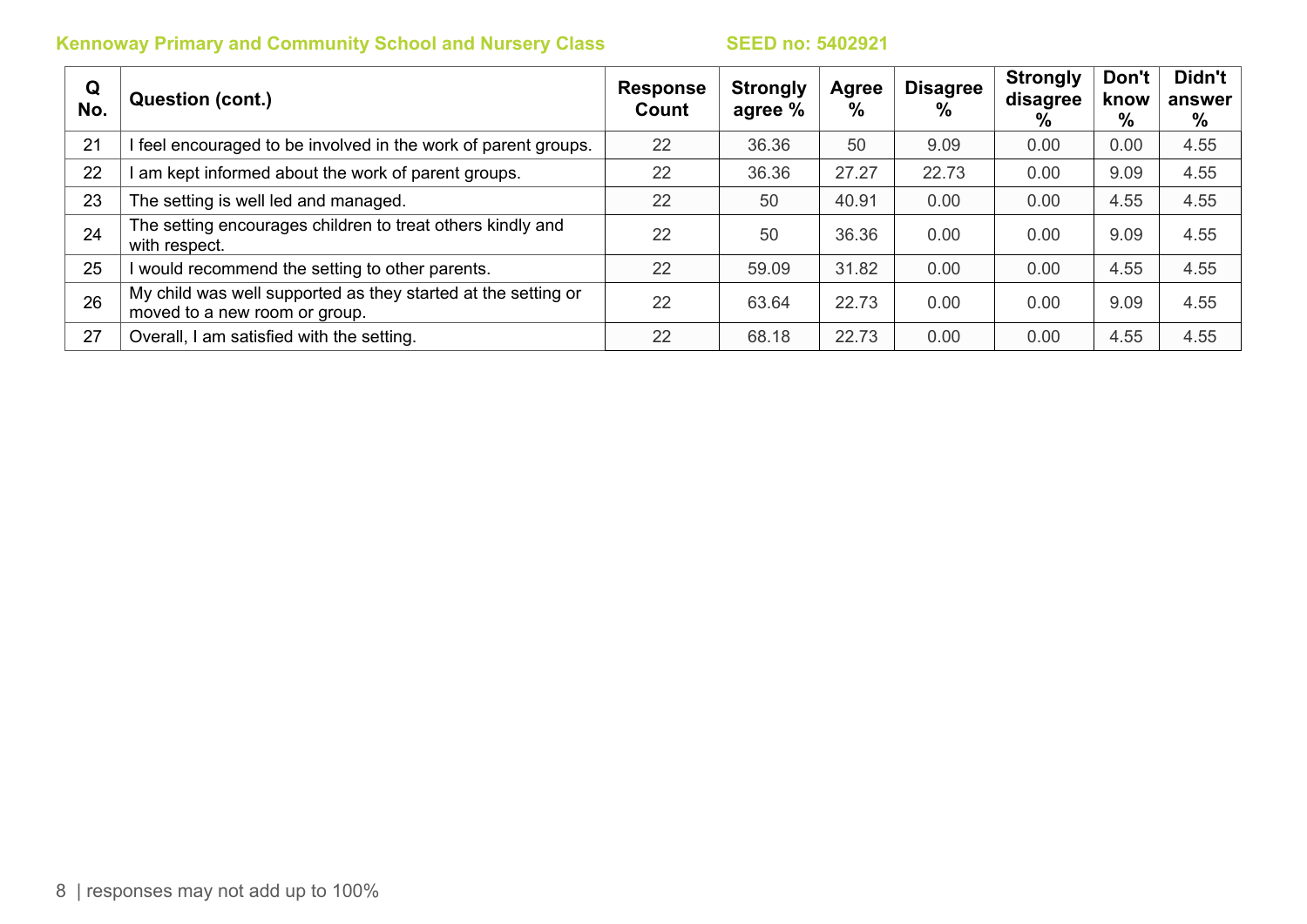| Q No. | Question (cont.) | Response Count | Strongly agree % | Agree % | Disagree % | Strongly disagree % | Don't know % | Didn't answer % |
|---|---|---|---|---|---|---|---|---|
| 21 | I feel encouraged to be involved in the work of parent groups. | 22 | 36.36 | 50 | 9.09 | 0.00 | 0.00 | 4.55 |
| 22 | I am kept informed about the work of parent groups. | 22 | 36.36 | 27.27 | 22.73 | 0.00 | 9.09 | 4.55 |
| 23 | The setting is well led and managed. | 22 | 50 | 40.91 | 0.00 | 0.00 | 4.55 | 4.55 |
| 24 | The setting encourages children to treat others kindly and with respect. | 22 | 50 | 36.36 | 0.00 | 0.00 | 9.09 | 4.55 |
| 25 | I would recommend the setting to other parents. | 22 | 59.09 | 31.82 | 0.00 | 0.00 | 4.55 | 4.55 |
| 26 | My child was well supported as they started at the setting or moved to a new room or group. | 22 | 63.64 | 22.73 | 0.00 | 0.00 | 9.09 | 4.55 |
| 27 | Overall, I am satisfied with the setting. | 22 | 68.18 | 22.73 | 0.00 | 0.00 | 4.55 | 4.55 |

responses may not add up to 100%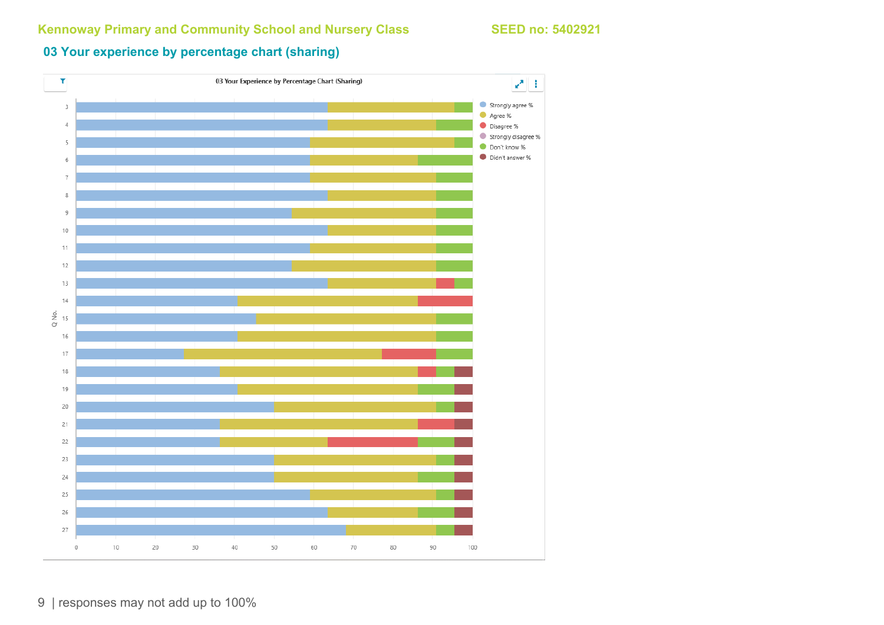Kennoway Primary and Community School and Nursery Class SEED no: 5402921

## 03 Your experience by percentage chart (sharing)

03 Your Experience by Percentage Chart (Sharing)

Strongly agree %
Agree %
Disagree %
Strongly disagree %
Don't know %
Didn't answer %

Q No.

3
4
5
6
7
8
9
10
11
12
13
14
15
16
17
18
19
20
21
22
23
24
25
26
27

0 10 20 30 40 50 60 70 80 90 100

| responses may not add up to 100%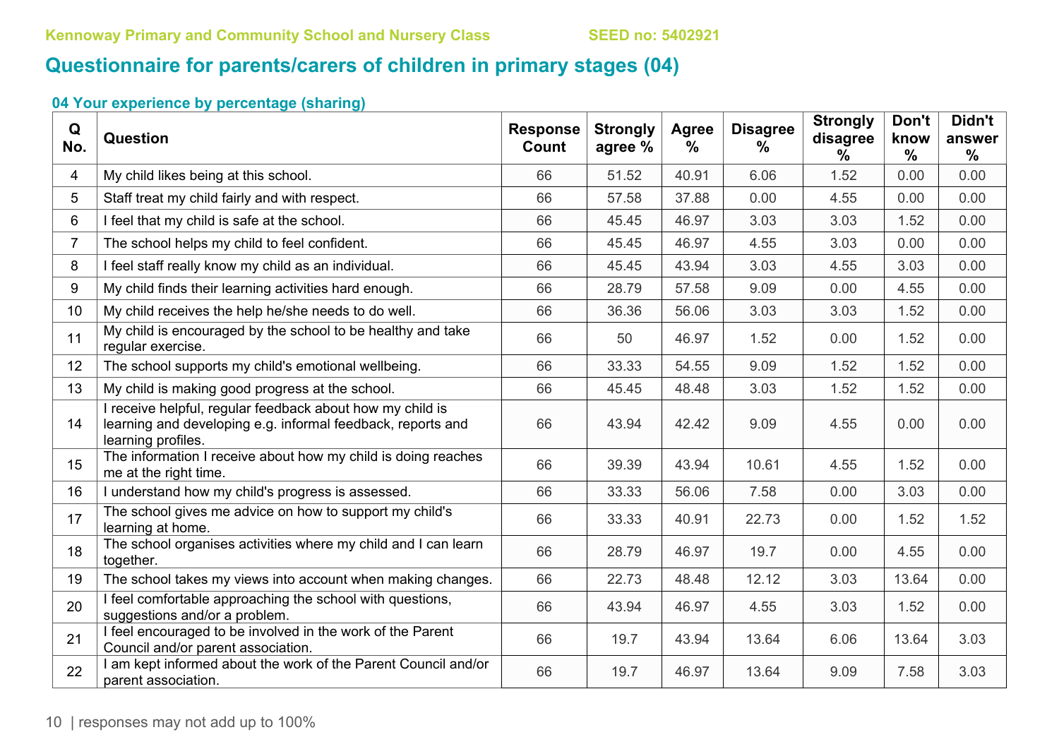Kennoway Primary and Community School and Nursery Class SEED no: 5402921

# Questionnaire for parents/carers of children in primary stages (04)

### 04 Your experience by percentage (sharing)

| Q No. | Question | Response Count | Strongly agree % | Agree % | Disagree % | Strongly disagree % | Don't know % | Didn't answer % |
|---|---|---|---|---|---|---|---|---|
| 4 | My child likes being at this school. | 66 | 51.52 | 40.91 | 6.06 | 1.52 | 0.00 | 0.00 |
| 5 | Staff treat my child fairly and with respect. | 66 | 57.58 | 37.88 | 0.00 | 4.55 | 0.00 | 0.00 |
| 6 | I feel that my child is safe at the school. | 66 | 45.45 | 46.97 | 3.03 | 3.03 | 1.52 | 0.00 |
| 7 | The school helps my child to feel confident. | 66 | 45.45 | 46.97 | 4.55 | 3.03 | 0.00 | 0.00 |
| 8 | I feel staff really know my child as an individual. | 66 | 45.45 | 43.94 | 3.03 | 4.55 | 3.03 | 0.00 |
| 9 | My child finds their learning activities hard enough. | 66 | 28.79 | 57.58 | 9.09 | 0.00 | 4.55 | 0.00 |
| 10 | My child receives the help he/she needs to do well. | 66 | 36.36 | 56.06 | 3.03 | 3.03 | 1.52 | 0.00 |
| 11 | My child is encouraged by the school to be healthy and take regular exercise. | 66 | 50 | 46.97 | 1.52 | 0.00 | 1.52 | 0.00 |
| 12 | The school supports my child's emotional wellbeing. | 66 | 33.33 | 54.55 | 9.09 | 1.52 | 1.52 | 0.00 |
| 13 | My child is making good progress at the school. | 66 | 45.45 | 48.48 | 3.03 | 1.52 | 1.52 | 0.00 |
| 14 | I receive helpful, regular feedback about how my child is learning and developing e.g. informal feedback, reports and learning profiles. | 66 | 43.94 | 42.42 | 9.09 | 4.55 | 0.00 | 0.00 |
| 15 | The information I receive about how my child is doing reaches me at the right time. | 66 | 39.39 | 43.94 | 10.61 | 4.55 | 1.52 | 0.00 |
| 16 | I understand how my child's progress is assessed. | 66 | 33.33 | 56.06 | 7.58 | 0.00 | 3.03 | 0.00 |
| 17 | The school gives me advice on how to support my child's learning at home. | 66 | 33.33 | 40.91 | 22.73 | 0.00 | 1.52 | 1.52 |
| 18 | The school organises activities where my child and I can learn together. | 66 | 28.79 | 46.97 | 19.7 | 0.00 | 4.55 | 0.00 |
| 19 | The school takes my views into account when making changes. | 66 | 22.73 | 48.48 | 12.12 | 3.03 | 13.64 | 0.00 |
| 20 | I feel comfortable approaching the school with questions, suggestions and/or a problem. | 66 | 43.94 | 46.97 | 4.55 | 3.03 | 1.52 | 0.00 |
| 21 | I feel encouraged to be involved in the work of the Parent Council and/or parent association. | 66 | 19.7 | 43.94 | 13.64 | 6.06 | 13.64 | 3.03 |
| 22 | I am kept informed about the work of the Parent Council and/or parent association. | 66 | 19.7 | 46.97 | 13.64 | 9.09 | 7.58 | 3.03 |

responses may not add up to 100%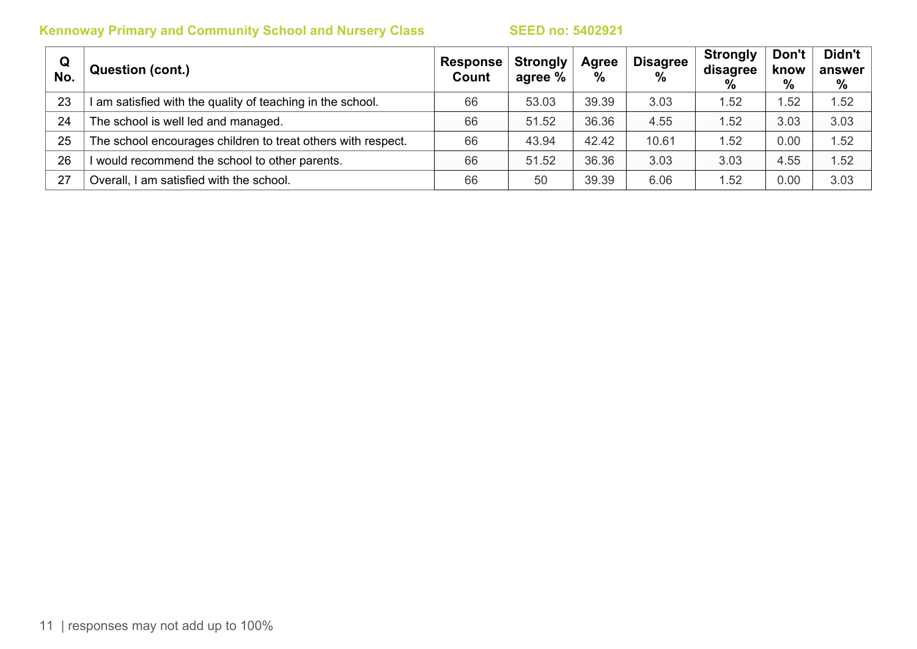| Q No. | Question (cont.) | Response Count | Strongly agree % | Agree % | Disagree % | Strongly disagree % | Don't know % | Didn't answer % |
|---|---|---|---|---|---|---|---|---|
| 23 | I am satisfied with the quality of teaching in the school. | 66 | 53.03 | 39.39 | 3.03 | 1.52 | 1.52 | 1.52 |
| 24 | The school is well led and managed. | 66 | 51.52 | 36.36 | 4.55 | 1.52 | 3.03 | 3.03 |
| 25 | The school encourages children to treat others with respect. | 66 | 43.94 | 42.42 | 10.61 | 1.52 | 0.00 | 1.52 |
| 26 | I would recommend the school to other parents. | 66 | 51.52 | 36.36 | 3.03 | 3.03 | 4.55 | 1.52 |
| 27 | Overall, I am satisfied with the school. | 66 | 50 | 39.39 | 6.06 | 1.52 | 0.00 | 3.03 |

responses may not add up to 100%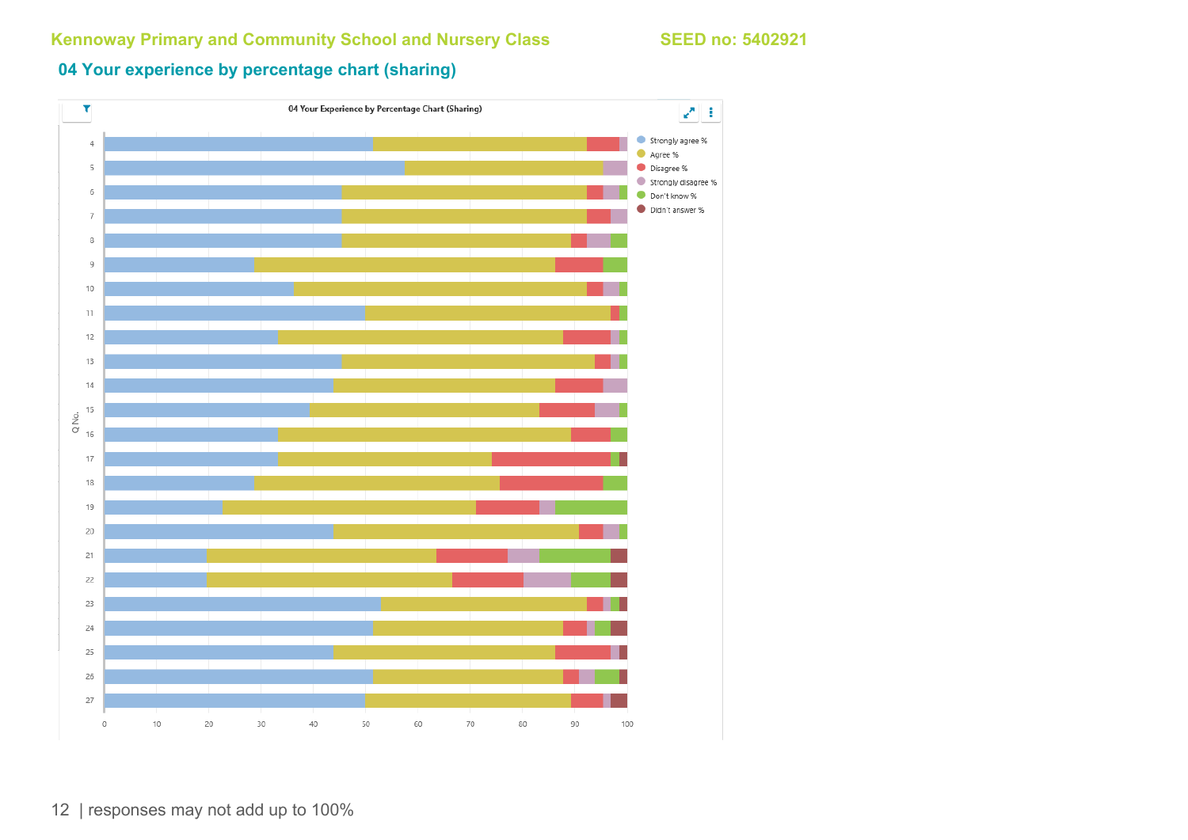Kennoway Primary and Community School and Nursery Class

SEED no: 5402921

## 04 Your experience by percentage chart (sharing)

04 Your Experience by Percentage Chart (Sharing)

Strongly agree %
Agree %
Disagree %
Strongly disagree %
Don't know %
Didn't answer %

Q No.

4
5
6
7
8
9
10
11
12
13
14
15
16
17
18
19
20
21
22
23
24
25
26
27

0 10 20 30 40 50 60 70 80 90 100

| responses may not add up to 100%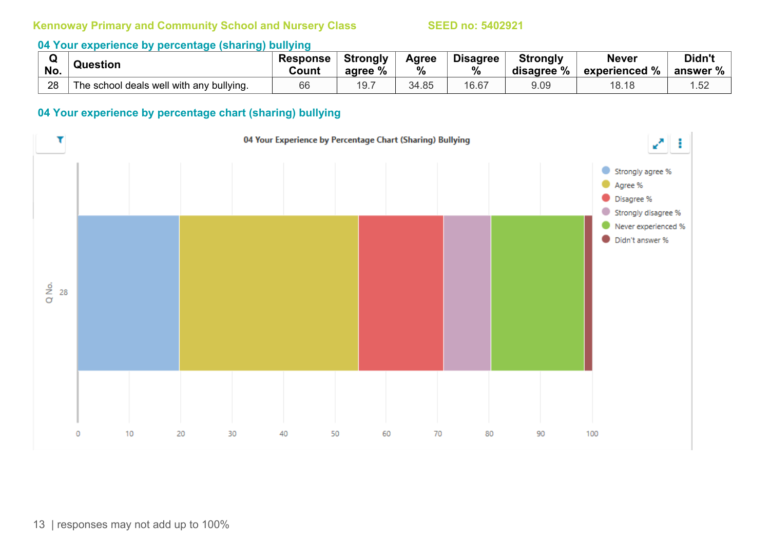Kennoway Primary and Community School and Nursery Class SEED no: 5402921

## 04 Your experience by percentage (sharing) bullying

| Q No. | Question | Response Count | Strongly agree % | Agree % | Disagree % | Strongly disagree % | Never experienced % | Didn't answer % |
|---|---|---|---|---|---|---|---|---|
| 28 | The school deals well with any bullying. | 66 | 19.7 | 34.85 | 16.67 | 9.09 | 18.18 | 1.52 |

## 04 Your experience by percentage chart (sharing) bullying

04 Your Experience by Percentage Chart (Sharing) Bullying

Strongly agree %
Agree %
Disagree %
Strongly disagree %
Never experienced %
Didn't answer %

Q No.
28

0 10 20 30 40 50 60 70 80 90 100

| responses may not add up to 100%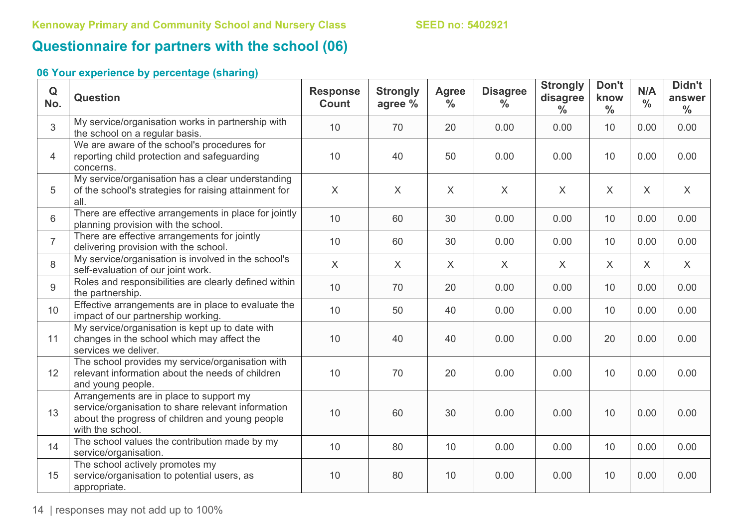Kennoway Primary and Community School and Nursery Class SEED no: 5402921

## Questionnaire for partners with the school (06)

### 06 Your experience by percentage (sharing)

| Q No. | Question | Response Count | Strongly agree % | Agree % | Disagree % | Strongly disagree % | Don't know % | N/A % | Didn't answer % |
|---|---|---|---|---|---|---|---|---|---|
| 3 | My service/organisation works in partnership with the school on a regular basis. | 10 | 70 | 20 | 0.00 | 0.00 | 10 | 0.00 | 0.00 |
| 4 | We are aware of the school's procedures for reporting child protection and safeguarding concerns. | 10 | 40 | 50 | 0.00 | 0.00 | 10 | 0.00 | 0.00 |
| 5 | My service/organisation has a clear understanding of the school's strategies for raising attainment for all. | X | X | X | X | X | X | X | X |
| 6 | There are effective arrangements in place for jointly planning provision with the school. | 10 | 60 | 30 | 0.00 | 0.00 | 10 | 0.00 | 0.00 |
| 7 | There are effective arrangements for jointly delivering provision with the school. | 10 | 60 | 30 | 0.00 | 0.00 | 10 | 0.00 | 0.00 |
| 8 | My service/organisation is involved in the school's self-evaluation of our joint work. | X | X | X | X | X | X | X | X |
| 9 | Roles and responsibilities are clearly defined within the partnership. | 10 | 70 | 20 | 0.00 | 0.00 | 10 | 0.00 | 0.00 |
| 10 | Effective arrangements are in place to evaluate the impact of our partnership working. | 10 | 50 | 40 | 0.00 | 0.00 | 10 | 0.00 | 0.00 |
| 11 | My service/organisation is kept up to date with changes in the school which may affect the services we deliver. | 10 | 40 | 40 | 0.00 | 0.00 | 20 | 0.00 | 0.00 |
| 12 | The school provides my service/organisation with relevant information about the needs of children and young people. | 10 | 70 | 20 | 0.00 | 0.00 | 10 | 0.00 | 0.00 |
| 13 | Arrangements are in place to support my service/organisation to share relevant information about the progress of children and young people with the school. | 10 | 60 | 30 | 0.00 | 0.00 | 10 | 0.00 | 0.00 |
| 14 | The school values the contribution made by my service/organisation. | 10 | 80 | 10 | 0.00 | 0.00 | 10 | 0.00 | 0.00 |
| 15 | The school actively promotes my service/organisation to potential users, as appropriate. | 10 | 80 | 10 | 0.00 | 0.00 | 10 | 0.00 | 0.00 |

responses may not add up to 100%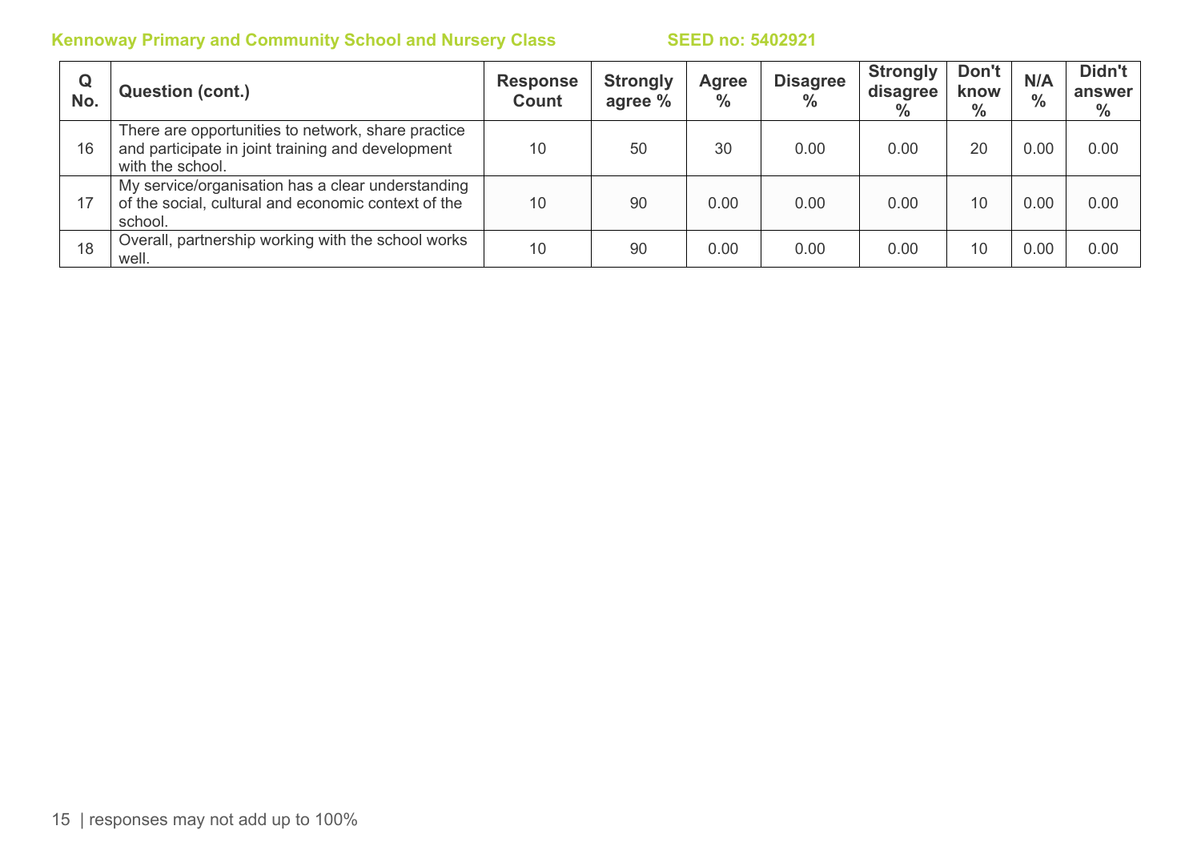| Q No. | Question (cont.) | Response Count | Strongly agree % | Agree % | Disagree % | Strongly disagree % | Don't know % | N/A % | Didn't answer % |
|---|---|---|---|---|---|---|---|---|---|
| 16 | There are opportunities to network, share practice and participate in joint training and development with the school. | 10 | 50 | 30 | 0.00 | 0.00 | 20 | 0.00 | 0.00 |
| 17 | My service/organisation has a clear understanding of the social, cultural and economic context of the school. | 10 | 90 | 0.00 | 0.00 | 0.00 | 10 | 0.00 | 0.00 |
| 18 | Overall, partnership working with the school works well. | 10 | 90 | 0.00 | 0.00 | 0.00 | 10 | 0.00 | 0.00 |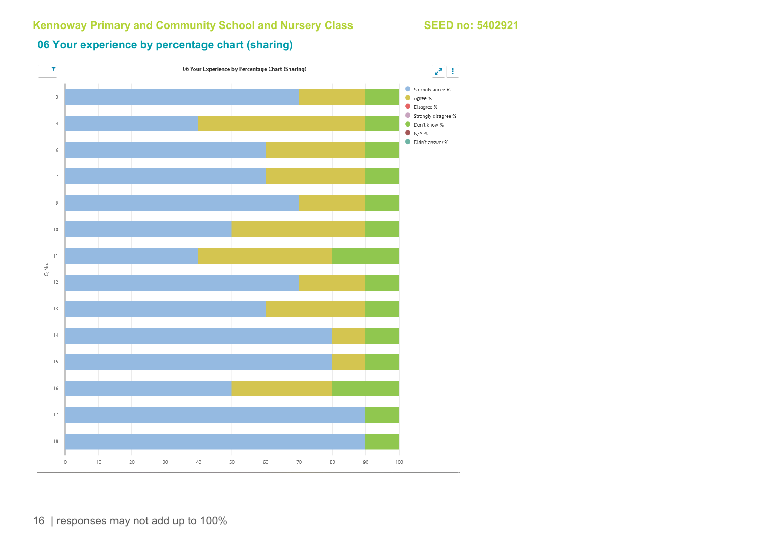Kennoway Primary and Community School and Nursery Class SEED no: 5402921

## 06 Your experience by percentage chart (sharing)

06 Your Experience by Percentage Chart (Sharing)

Strongly agree %
Agree %
Disagree %
Strongly disagree %
Don't know %
N/A %
Didn't answer %

Q No.

3
4
6
7
9
10
11
12
13
14
15
16
17
18

0 10 20 30 40 50 60 70 80 90 100

| responses may not add up to 100%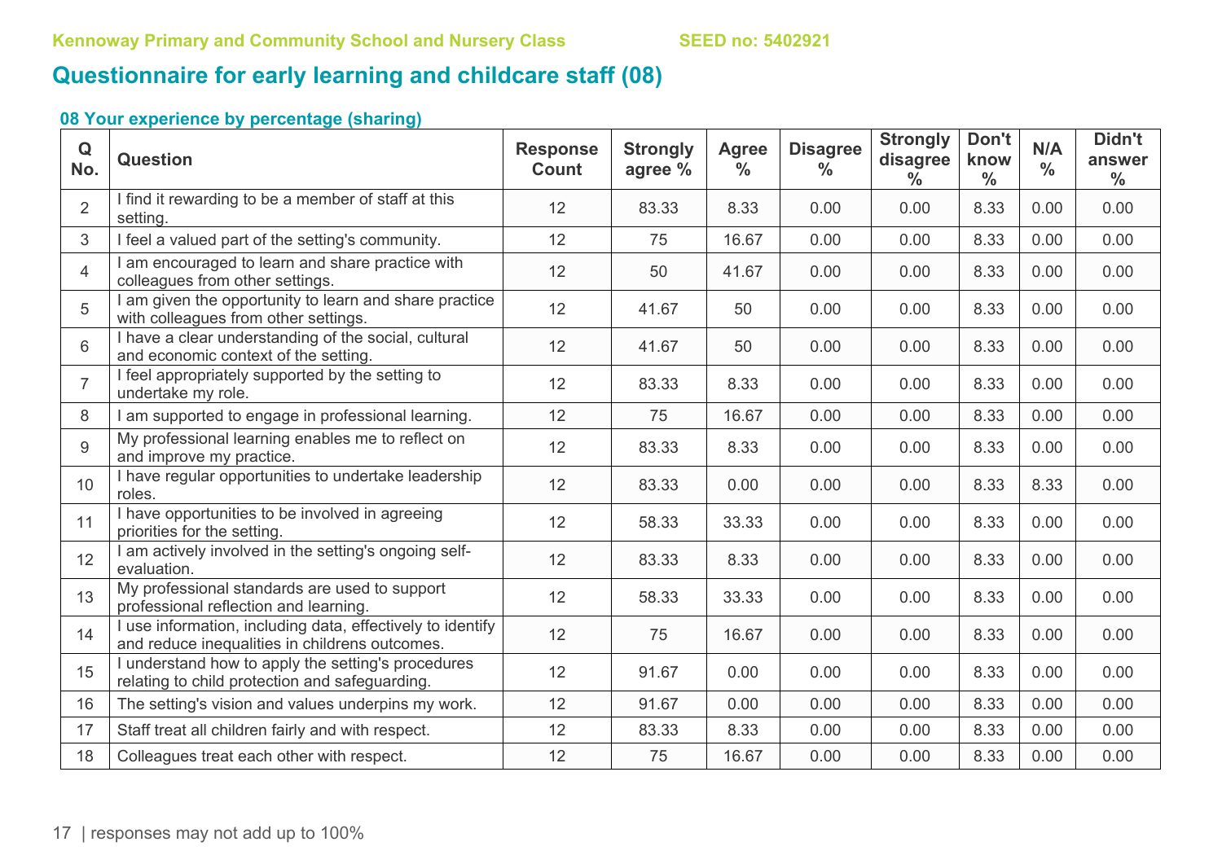Kennoway Primary and Community School and Nursery Class SEED no: 5402921

# Questionnaire for early learning and childcare staff (08)

### 08 Your experience by percentage (sharing)

| Q No. | Question | Response Count | Strongly agree % | Agree % | Disagree % | Strongly disagree % | Don't know % | N/A % | Didn't answer % |
|---|---|---|---|---|---|---|---|---|---|
| 2 | I find it rewarding to be a member of staff at this setting. | 12 | 83.33 | 8.33 | 0.00 | 0.00 | 8.33 | 0.00 | 0.00 |
| 3 | I feel a valued part of the setting's community. | 12 | 75 | 16.67 | 0.00 | 0.00 | 8.33 | 0.00 | 0.00 |
| 4 | I am encouraged to learn and share practice with colleagues from other settings. | 12 | 50 | 41.67 | 0.00 | 0.00 | 8.33 | 0.00 | 0.00 |
| 5 | I am given the opportunity to learn and share practice with colleagues from other settings. | 12 | 41.67 | 50 | 0.00 | 0.00 | 8.33 | 0.00 | 0.00 |
| 6 | I have a clear understanding of the social, cultural and economic context of the setting. | 12 | 41.67 | 50 | 0.00 | 0.00 | 8.33 | 0.00 | 0.00 |
| 7 | I feel appropriately supported by the setting to undertake my role. | 12 | 83.33 | 8.33 | 0.00 | 0.00 | 8.33 | 0.00 | 0.00 |
| 8 | I am supported to engage in professional learning. | 12 | 75 | 16.67 | 0.00 | 0.00 | 8.33 | 0.00 | 0.00 |
| 9 | My professional learning enables me to reflect on and improve my practice. | 12 | 83.33 | 8.33 | 0.00 | 0.00 | 8.33 | 0.00 | 0.00 |
| 10 | I have regular opportunities to undertake leadership roles. | 12 | 83.33 | 0.00 | 0.00 | 0.00 | 8.33 | 8.33 | 0.00 |
| 11 | I have opportunities to be involved in agreeing priorities for the setting. | 12 | 58.33 | 33.33 | 0.00 | 0.00 | 8.33 | 0.00 | 0.00 |
| 12 | I am actively involved in the setting's ongoing self-evaluation. | 12 | 83.33 | 8.33 | 0.00 | 0.00 | 8.33 | 0.00 | 0.00 |
| 13 | My professional standards are used to support professional reflection and learning. | 12 | 58.33 | 33.33 | 0.00 | 0.00 | 8.33 | 0.00 | 0.00 |
| 14 | I use information, including data, effectively to identify and reduce inequalities in childrens outcomes. | 12 | 75 | 16.67 | 0.00 | 0.00 | 8.33 | 0.00 | 0.00 |
| 15 | I understand how to apply the setting's procedures relating to child protection and safeguarding. | 12 | 91.67 | 0.00 | 0.00 | 0.00 | 8.33 | 0.00 | 0.00 |
| 16 | The setting's vision and values underpins my work. | 12 | 91.67 | 0.00 | 0.00 | 0.00 | 8.33 | 0.00 | 0.00 |
| 17 | Staff treat all children fairly and with respect. | 12 | 83.33 | 8.33 | 0.00 | 0.00 | 8.33 | 0.00 | 0.00 |
| 18 | Colleagues treat each other with respect. | 12 | 75 | 16.67 | 0.00 | 0.00 | 8.33 | 0.00 | 0.00 |

responses may not add up to 100%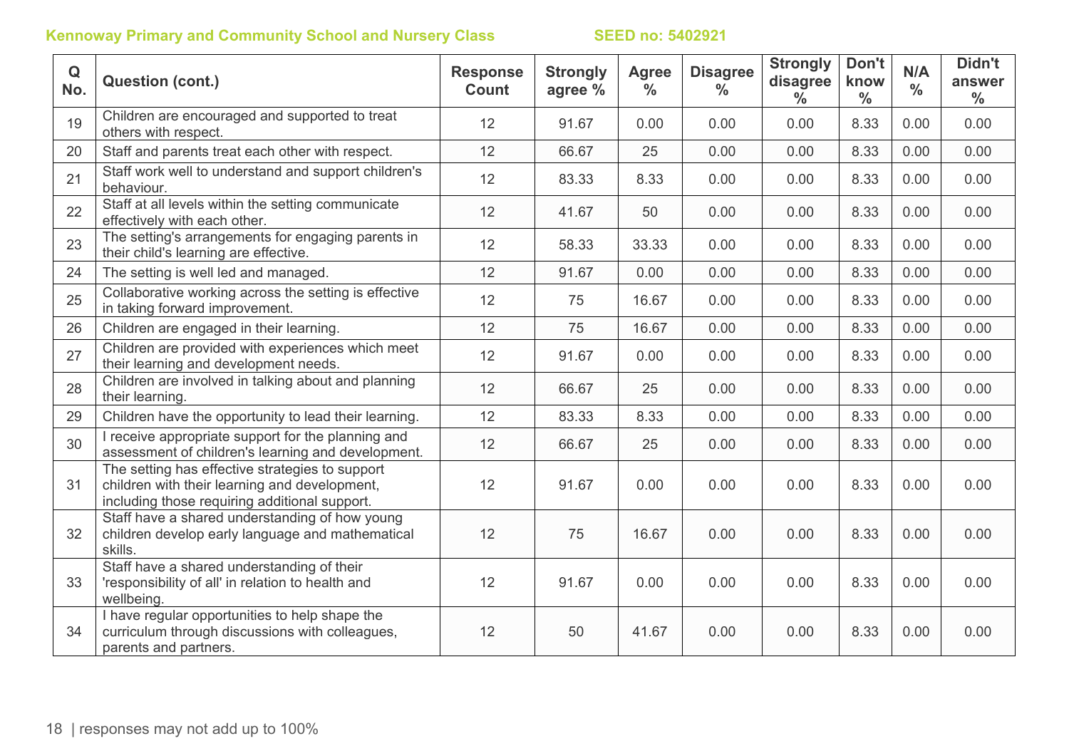| Q No. | Question (cont.) | Response Count | Strongly agree % | Agree % | Disagree % | Strongly disagree % | Don't know % | N/A % | Didn't answer % |
|---|---|---|---|---|---|---|---|---|---|
| 19 | Children are encouraged and supported to treat others with respect. | 12 | 91.67 | 0.00 | 0.00 | 0.00 | 8.33 | 0.00 | 0.00 |
| 20 | Staff and parents treat each other with respect. | 12 | 66.67 | 25 | 0.00 | 0.00 | 8.33 | 0.00 | 0.00 |
| 21 | Staff work well to understand and support children's behaviour. | 12 | 83.33 | 8.33 | 0.00 | 0.00 | 8.33 | 0.00 | 0.00 |
| 22 | Staff at all levels within the setting communicate effectively with each other. | 12 | 41.67 | 50 | 0.00 | 0.00 | 8.33 | 0.00 | 0.00 |
| 23 | The setting's arrangements for engaging parents in their child's learning are effective. | 12 | 58.33 | 33.33 | 0.00 | 0.00 | 8.33 | 0.00 | 0.00 |
| 24 | The setting is well led and managed. | 12 | 91.67 | 0.00 | 0.00 | 0.00 | 8.33 | 0.00 | 0.00 |
| 25 | Collaborative working across the setting is effective in taking forward improvement. | 12 | 75 | 16.67 | 0.00 | 0.00 | 8.33 | 0.00 | 0.00 |
| 26 | Children are engaged in their learning. | 12 | 75 | 16.67 | 0.00 | 0.00 | 8.33 | 0.00 | 0.00 |
| 27 | Children are provided with experiences which meet their learning and development needs. | 12 | 91.67 | 0.00 | 0.00 | 0.00 | 8.33 | 0.00 | 0.00 |
| 28 | Children are involved in talking about and planning their learning. | 12 | 66.67 | 25 | 0.00 | 0.00 | 8.33 | 0.00 | 0.00 |
| 29 | Children have the opportunity to lead their learning. | 12 | 83.33 | 8.33 | 0.00 | 0.00 | 8.33 | 0.00 | 0.00 |
| 30 | I receive appropriate support for the planning and assessment of children's learning and development. | 12 | 66.67 | 25 | 0.00 | 0.00 | 8.33 | 0.00 | 0.00 |
| 31 | The setting has effective strategies to support children with their learning and development, including those requiring additional support. | 12 | 91.67 | 0.00 | 0.00 | 0.00 | 8.33 | 0.00 | 0.00 |
| 32 | Staff have a shared understanding of how young children develop early language and mathematical skills. | 12 | 75 | 16.67 | 0.00 | 0.00 | 8.33 | 0.00 | 0.00 |
| 33 | Staff have a shared understanding of their 'responsibility of all' in relation to health and wellbeing. | 12 | 91.67 | 0.00 | 0.00 | 0.00 | 8.33 | 0.00 | 0.00 |
| 34 | I have regular opportunities to help shape the curriculum through discussions with colleagues, parents and partners. | 12 | 50 | 41.67 | 0.00 | 0.00 | 8.33 | 0.00 | 0.00 |

responses may not add up to 100%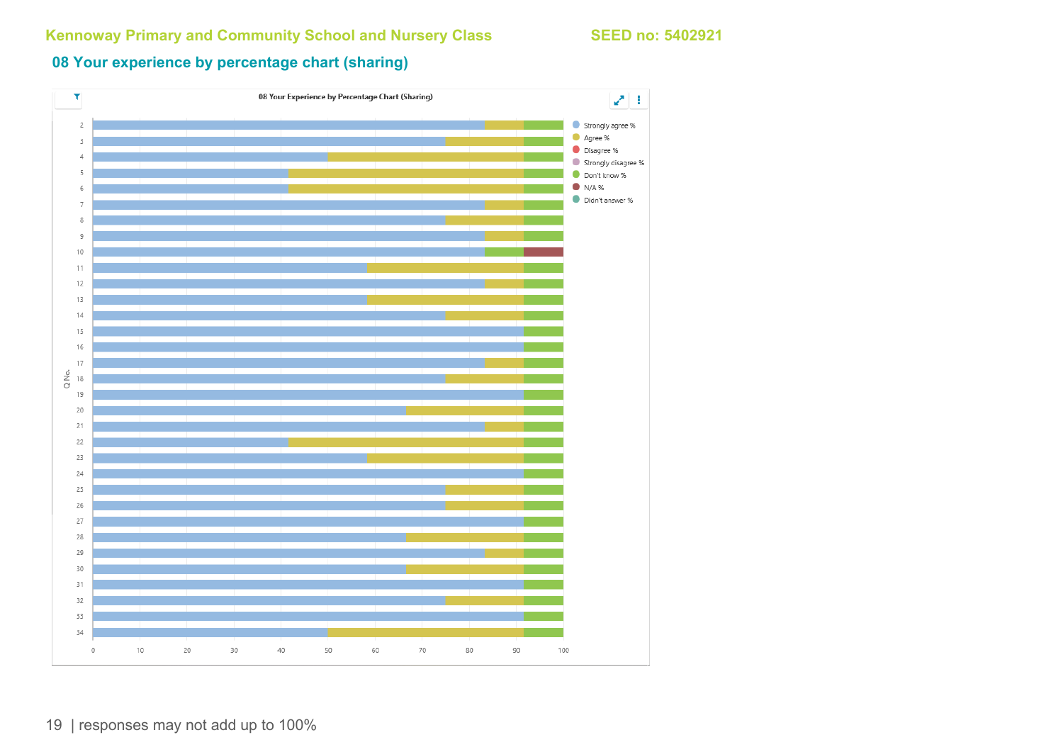Kennoway Primary and Community School and Nursery Class SEED no: 5402921

## 08 Your experience by percentage chart (sharing)

08 Your Experience by Percentage Chart (Sharing)

Q No. 2–34; x-axis 0–100

Legend: Strongly agree %, Agree %, Disagree %, Strongly disagree %, Don't know %, N/A %, Didn't answer %

responses may not add up to 100%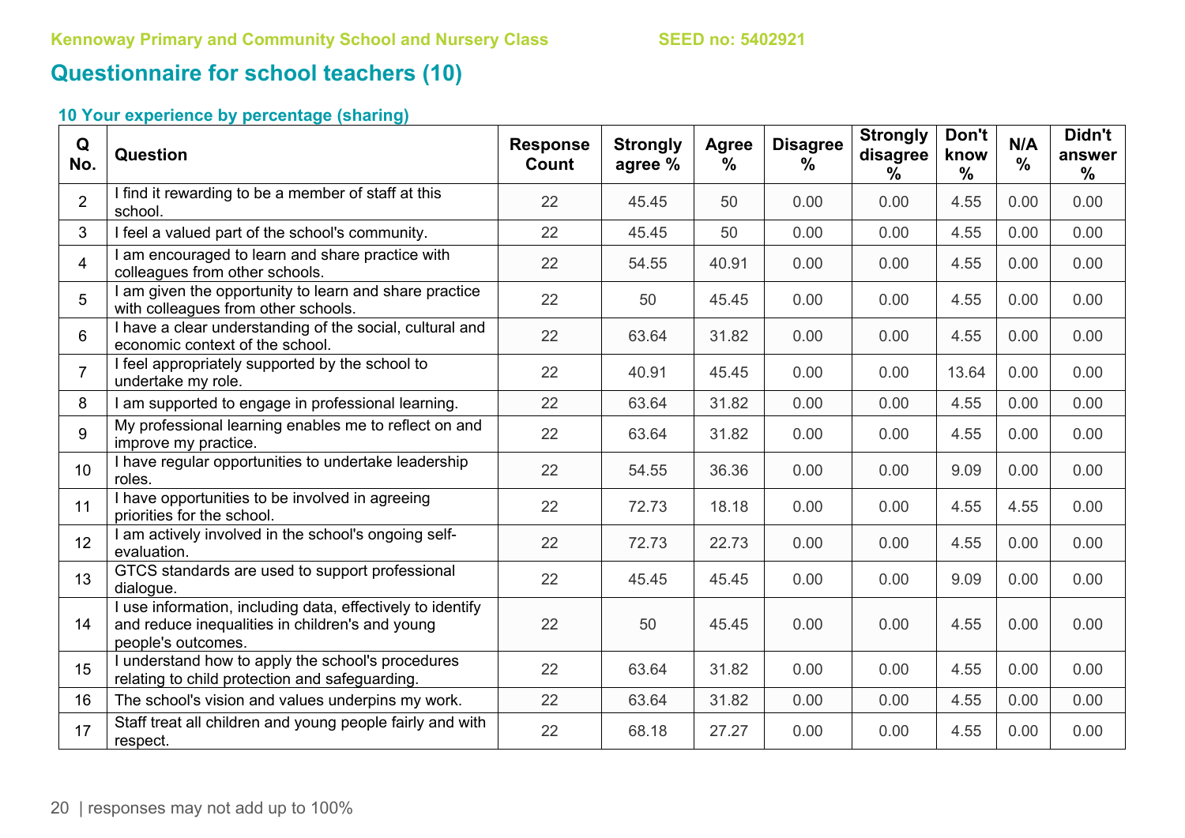Kennoway Primary and Community School and Nursery Class SEED no: 5402921

## Questionnaire for school teachers (10)

### 10 Your experience by percentage (sharing)

| Q No. | Question | Response Count | Strongly agree % | Agree % | Disagree % | Strongly disagree % | Don't know % | N/A % | Didn't answer % |
|---|---|---|---|---|---|---|---|---|---|
| 2 | I find it rewarding to be a member of staff at this school. | 22 | 45.45 | 50 | 0.00 | 0.00 | 4.55 | 0.00 | 0.00 |
| 3 | I feel a valued part of the school's community. | 22 | 45.45 | 50 | 0.00 | 0.00 | 4.55 | 0.00 | 0.00 |
| 4 | I am encouraged to learn and share practice with colleagues from other schools. | 22 | 54.55 | 40.91 | 0.00 | 0.00 | 4.55 | 0.00 | 0.00 |
| 5 | I am given the opportunity to learn and share practice with colleagues from other schools. | 22 | 50 | 45.45 | 0.00 | 0.00 | 4.55 | 0.00 | 0.00 |
| 6 | I have a clear understanding of the social, cultural and economic context of the school. | 22 | 63.64 | 31.82 | 0.00 | 0.00 | 4.55 | 0.00 | 0.00 |
| 7 | I feel appropriately supported by the school to undertake my role. | 22 | 40.91 | 45.45 | 0.00 | 0.00 | 13.64 | 0.00 | 0.00 |
| 8 | I am supported to engage in professional learning. | 22 | 63.64 | 31.82 | 0.00 | 0.00 | 4.55 | 0.00 | 0.00 |
| 9 | My professional learning enables me to reflect on and improve my practice. | 22 | 63.64 | 31.82 | 0.00 | 0.00 | 4.55 | 0.00 | 0.00 |
| 10 | I have regular opportunities to undertake leadership roles. | 22 | 54.55 | 36.36 | 0.00 | 0.00 | 9.09 | 0.00 | 0.00 |
| 11 | I have opportunities to be involved in agreeing priorities for the school. | 22 | 72.73 | 18.18 | 0.00 | 0.00 | 4.55 | 4.55 | 0.00 |
| 12 | I am actively involved in the school's ongoing self-evaluation. | 22 | 72.73 | 22.73 | 0.00 | 0.00 | 4.55 | 0.00 | 0.00 |
| 13 | GTCS standards are used to support professional dialogue. | 22 | 45.45 | 45.45 | 0.00 | 0.00 | 9.09 | 0.00 | 0.00 |
| 14 | I use information, including data, effectively to identify and reduce inequalities in children's and young people's outcomes. | 22 | 50 | 45.45 | 0.00 | 0.00 | 4.55 | 0.00 | 0.00 |
| 15 | I understand how to apply the school's procedures relating to child protection and safeguarding. | 22 | 63.64 | 31.82 | 0.00 | 0.00 | 4.55 | 0.00 | 0.00 |
| 16 | The school's vision and values underpins my work. | 22 | 63.64 | 31.82 | 0.00 | 0.00 | 4.55 | 0.00 | 0.00 |
| 17 | Staff treat all children and young people fairly and with respect. | 22 | 68.18 | 27.27 | 0.00 | 0.00 | 4.55 | 0.00 | 0.00 |

responses may not add up to 100%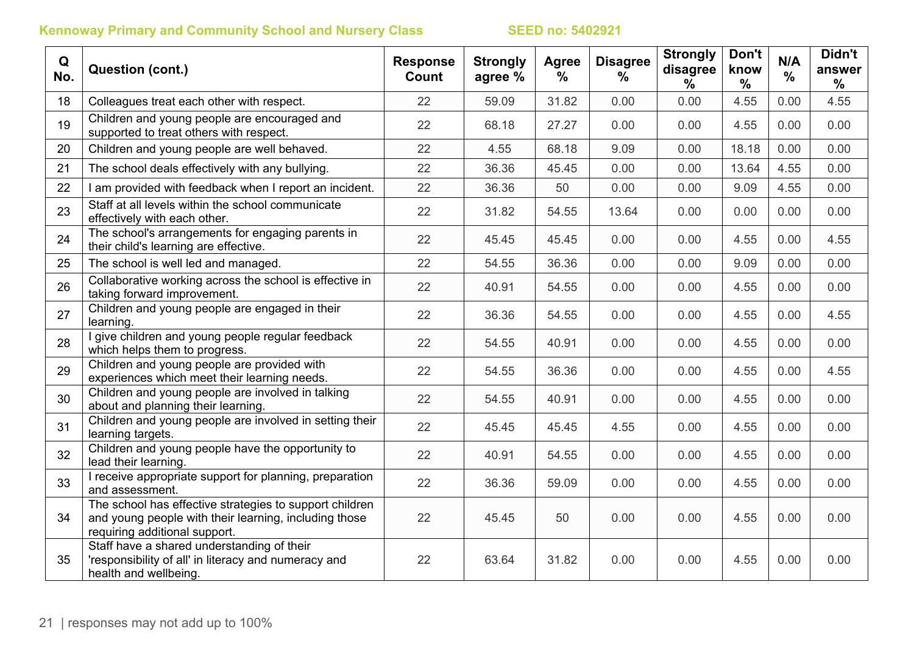Kennoway Primary and Community School and Nursery Class SEED no: 5402921

| Q No. | Question (cont.) | Response Count | Strongly agree % | Agree % | Disagree % | Strongly disagree % | Don't know % | N/A % | Didn't answer % |
|---|---|---|---|---|---|---|---|---|---|
| 18 | Colleagues treat each other with respect. | 22 | 59.09 | 31.82 | 0.00 | 0.00 | 4.55 | 0.00 | 4.55 |
| 19 | Children and young people are encouraged and supported to treat others with respect. | 22 | 68.18 | 27.27 | 0.00 | 0.00 | 4.55 | 0.00 | 0.00 |
| 20 | Children and young people are well behaved. | 22 | 4.55 | 68.18 | 9.09 | 0.00 | 18.18 | 0.00 | 0.00 |
| 21 | The school deals effectively with any bullying. | 22 | 36.36 | 45.45 | 0.00 | 0.00 | 13.64 | 4.55 | 0.00 |
| 22 | I am provided with feedback when I report an incident. | 22 | 36.36 | 50 | 0.00 | 0.00 | 9.09 | 4.55 | 0.00 |
| 23 | Staff at all levels within the school communicate effectively with each other. | 22 | 31.82 | 54.55 | 13.64 | 0.00 | 0.00 | 0.00 | 0.00 |
| 24 | The school's arrangements for engaging parents in their child's learning are effective. | 22 | 45.45 | 45.45 | 0.00 | 0.00 | 4.55 | 0.00 | 4.55 |
| 25 | The school is well led and managed. | 22 | 54.55 | 36.36 | 0.00 | 0.00 | 9.09 | 0.00 | 0.00 |
| 26 | Collaborative working across the school is effective in taking forward improvement. | 22 | 40.91 | 54.55 | 0.00 | 0.00 | 4.55 | 0.00 | 0.00 |
| 27 | Children and young people are engaged in their learning. | 22 | 36.36 | 54.55 | 0.00 | 0.00 | 4.55 | 0.00 | 4.55 |
| 28 | I give children and young people regular feedback which helps them to progress. | 22 | 54.55 | 40.91 | 0.00 | 0.00 | 4.55 | 0.00 | 0.00 |
| 29 | Children and young people are provided with experiences which meet their learning needs. | 22 | 54.55 | 36.36 | 0.00 | 0.00 | 4.55 | 0.00 | 4.55 |
| 30 | Children and young people are involved in talking about and planning their learning. | 22 | 54.55 | 40.91 | 0.00 | 0.00 | 4.55 | 0.00 | 0.00 |
| 31 | Children and young people are involved in setting their learning targets. | 22 | 45.45 | 45.45 | 4.55 | 0.00 | 4.55 | 0.00 | 0.00 |
| 32 | Children and young people have the opportunity to lead their learning. | 22 | 40.91 | 54.55 | 0.00 | 0.00 | 4.55 | 0.00 | 0.00 |
| 33 | I receive appropriate support for planning, preparation and assessment. | 22 | 36.36 | 59.09 | 0.00 | 0.00 | 4.55 | 0.00 | 0.00 |
| 34 | The school has effective strategies to support children and young people with their learning, including those requiring additional support. | 22 | 45.45 | 50 | 0.00 | 0.00 | 4.55 | 0.00 | 0.00 |
| 35 | Staff have a shared understanding of their 'responsibility of all' in literacy and numeracy and health and wellbeing. | 22 | 63.64 | 31.82 | 0.00 | 0.00 | 4.55 | 0.00 | 0.00 |

responses may not add up to 100%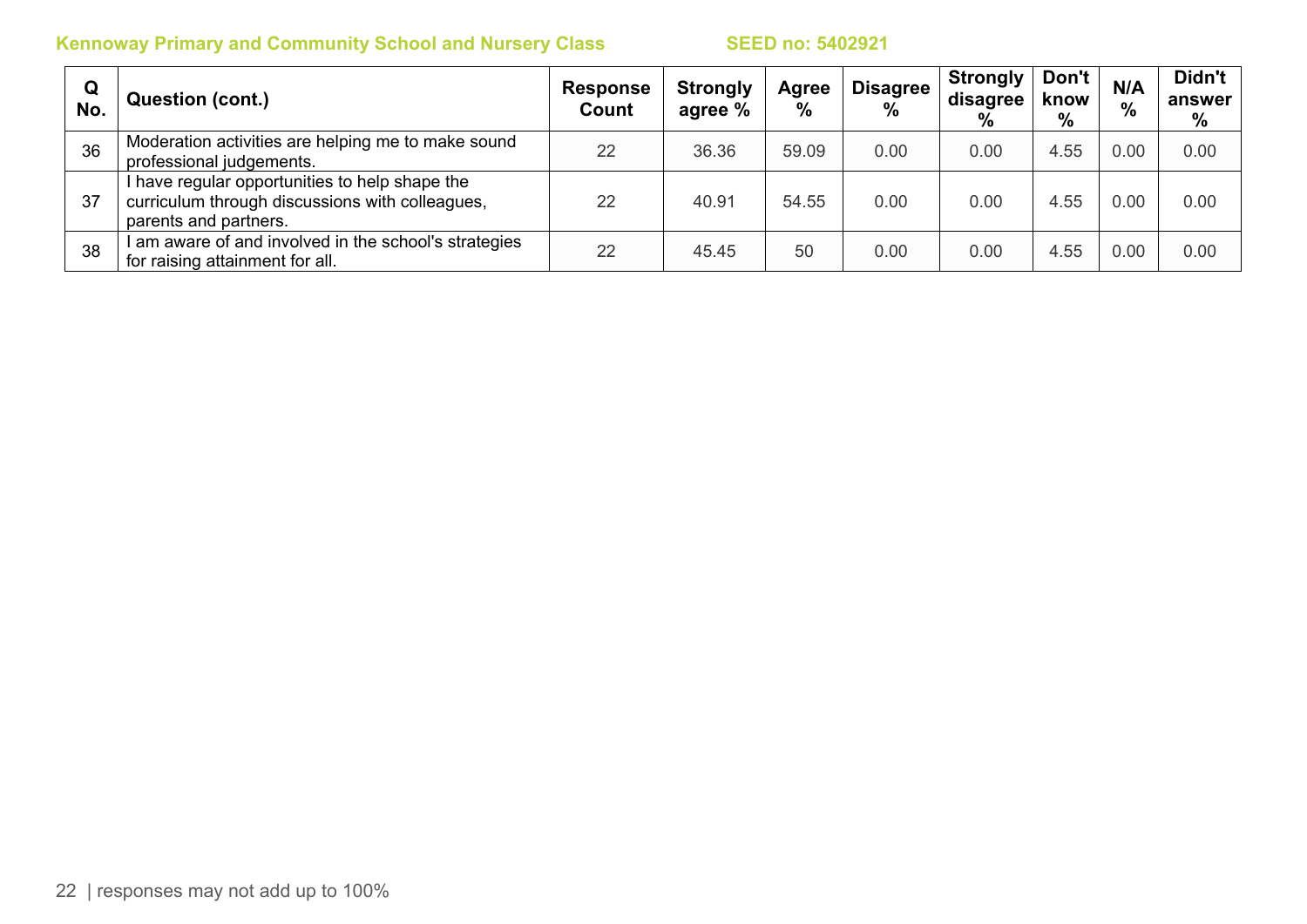| Q No. | Question (cont.) | Response Count | Strongly agree % | Agree % | Disagree % | Strongly disagree % | Don't know % | N/A % | Didn't answer % |
|---|---|---|---|---|---|---|---|---|---|
| 36 | Moderation activities are helping me to make sound professional judgements. | 22 | 36.36 | 59.09 | 0.00 | 0.00 | 4.55 | 0.00 | 0.00 |
| 37 | I have regular opportunities to help shape the curriculum through discussions with colleagues, parents and partners. | 22 | 40.91 | 54.55 | 0.00 | 0.00 | 4.55 | 0.00 | 0.00 |
| 38 | I am aware of and involved in the school's strategies for raising attainment for all. | 22 | 45.45 | 50 | 0.00 | 0.00 | 4.55 | 0.00 | 0.00 |

responses may not add up to 100%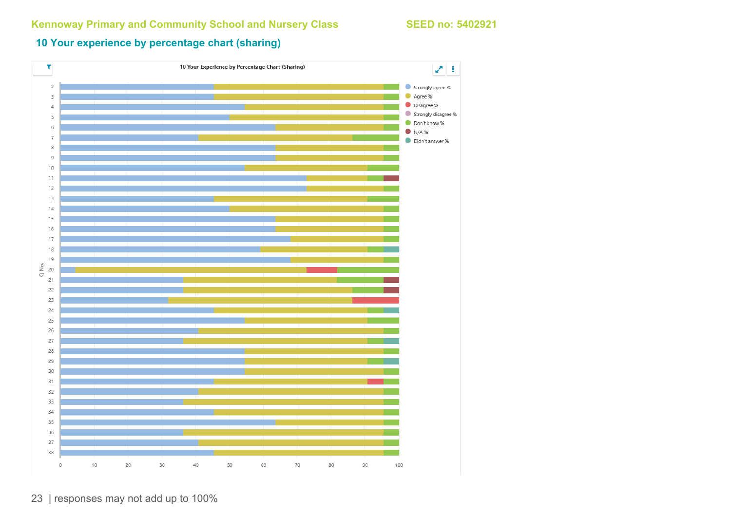Kennoway Primary and Community School and Nursery Class SEED no: 5402921

## 10 Your experience by percentage chart (sharing)

10 Your Experience by Percentage Chart (Sharing)

Strongly agree %
Agree %
Disagree %
Strongly disagree %
Don't know %
N/A %
Didn't answer %

Q No.

2
3
4
5
6
7
8
9
10
11
12
13
14
15
16
17
18
19
20
21
22
23
24
25
26
27
28
29
30
31
32
33
34
35
36
37
38

0 10 20 30 40 50 60 70 80 90 100

| responses may not add up to 100%